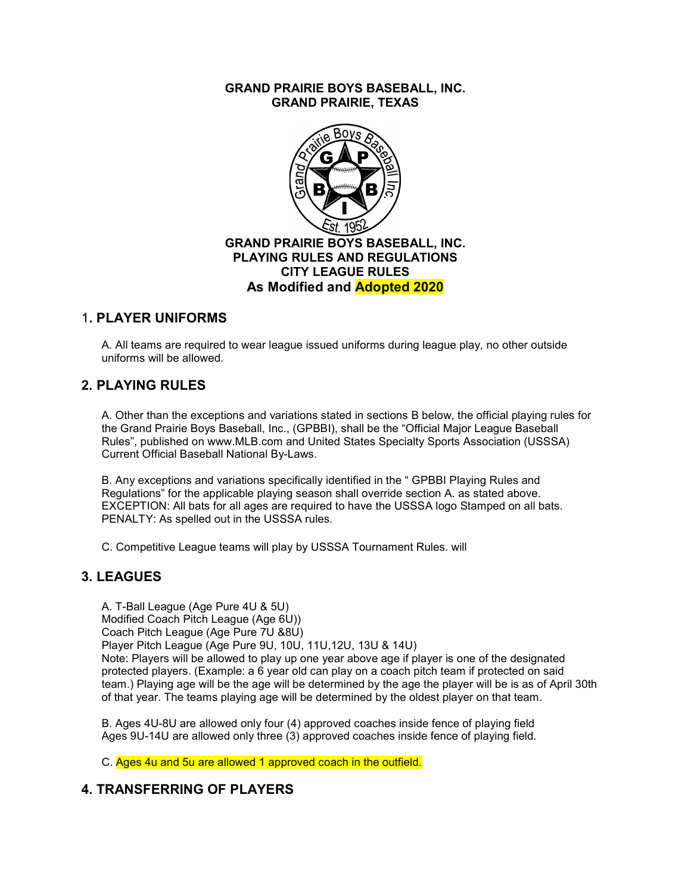**GRAND PRAIRIE BOYS BASEBALL, INC.**
**GRAND PRAIRIE, TEXAS**

**GRAND PRAIRIE BOYS BASEBALL, INC.**
**PLAYING RULES AND REGULATIONS**
**CITY LEAGUE RULES**
**As Modified and Adopted 2020**

## 1. PLAYER UNIFORMS

A. All teams are required to wear league issued uniforms during league play, no other outside uniforms will be allowed.

## 2. PLAYING RULES

A. Other than the exceptions and variations stated in sections B below, the official playing rules for the Grand Prairie Boys Baseball, Inc., (GPBBI), shall be the "Official Major League Baseball Rules", published on www.MLB.com and United States Specialty Sports Association (USSSA) Current Official Baseball National By-Laws.

B. Any exceptions and variations specifically identified in the " GPBBI Playing Rules and Regulations" for the applicable playing season shall override section A. as stated above. EXCEPTION: All bats for all ages are required to have the USSSA logo Stamped on all bats. PENALTY: As spelled out in the USSSA rules.

C. Competitive League teams will play by USSSA Tournament Rules. will

## 3. LEAGUES

A. T-Ball League (Age Pure 4U & 5U)
Modified Coach Pitch League (Age 6U))
Coach Pitch League (Age Pure 7U &8U)
Player Pitch League (Age Pure 9U, 10U, 11U,12U, 13U & 14U)
Note: Players will be allowed to play up one year above age if player is one of the designated protected players. (Example: a 6 year old can play on a coach pitch team if protected on said team.) Playing age will be the age will be determined by the age the player will be is as of April 30th of that year. The teams playing age will be determined by the oldest player on that team.

B. Ages 4U-8U are allowed only four (4) approved coaches inside fence of playing field
Ages 9U-14U are allowed only three (3) approved coaches inside fence of playing field.

C. Ages 4u and 5u are allowed 1 approved coach in the outfield.

## 4. TRANSFERRING OF PLAYERS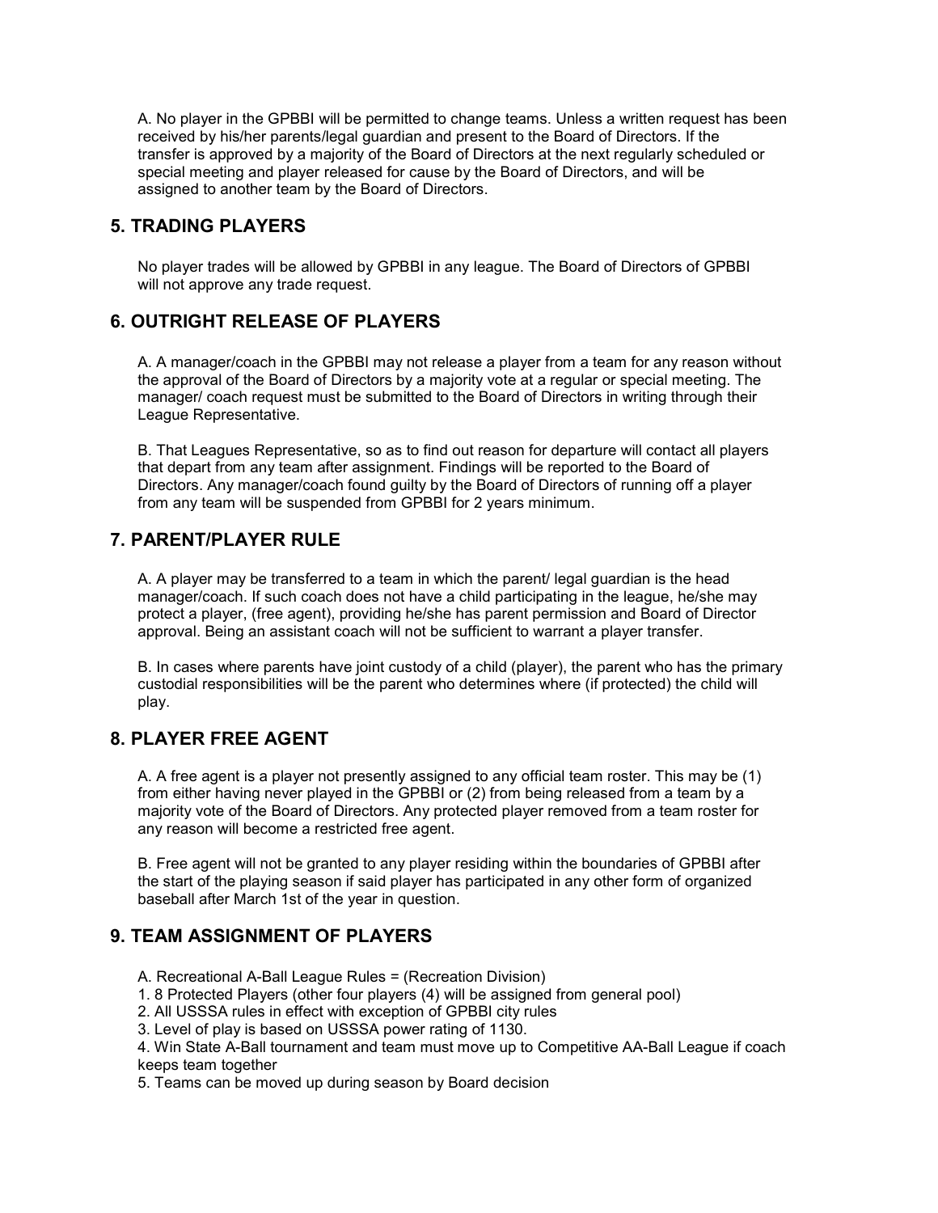A. No player in the GPBBI will be permitted to change teams. Unless a written request has been received by his/her parents/legal guardian and present to the Board of Directors. If the transfer is approved by a majority of the Board of Directors at the next regularly scheduled or special meeting and player released for cause by the Board of Directors, and will be assigned to another team by the Board of Directors.

## 5. TRADING PLAYERS

No player trades will be allowed by GPBBI in any league. The Board of Directors of GPBBI will not approve any trade request.

## 6. OUTRIGHT RELEASE OF PLAYERS

A. A manager/coach in the GPBBI may not release a player from a team for any reason without the approval of the Board of Directors by a majority vote at a regular or special meeting. The manager/ coach request must be submitted to the Board of Directors in writing through their League Representative.

B. That Leagues Representative, so as to find out reason for departure will contact all players that depart from any team after assignment. Findings will be reported to the Board of Directors. Any manager/coach found guilty by the Board of Directors of running off a player from any team will be suspended from GPBBI for 2 years minimum.

## 7. PARENT/PLAYER RULE

A. A player may be transferred to a team in which the parent/ legal guardian is the head manager/coach. If such coach does not have a child participating in the league, he/she may protect a player, (free agent), providing he/she has parent permission and Board of Director approval. Being an assistant coach will not be sufficient to warrant a player transfer.

B. In cases where parents have joint custody of a child (player), the parent who has the primary custodial responsibilities will be the parent who determines where (if protected) the child will play.

## 8. PLAYER FREE AGENT

A. A free agent is a player not presently assigned to any official team roster. This may be (1) from either having never played in the GPBBI or (2) from being released from a team by a majority vote of the Board of Directors. Any protected player removed from a team roster for any reason will become a restricted free agent.

B. Free agent will not be granted to any player residing within the boundaries of GPBBI after the start of the playing season if said player has participated in any other form of organized baseball after March 1st of the year in question.

## 9. TEAM ASSIGNMENT OF PLAYERS

A. Recreational A-Ball League Rules = (Recreation Division)

1. 8 Protected Players (other four players (4) will be assigned from general pool)
2. All USSSA rules in effect with exception of GPBBI city rules
3. Level of play is based on USSSA power rating of 1130.
4. Win State A-Ball tournament and team must move up to Competitive AA-Ball League if coach keeps team together
5. Teams can be moved up during season by Board decision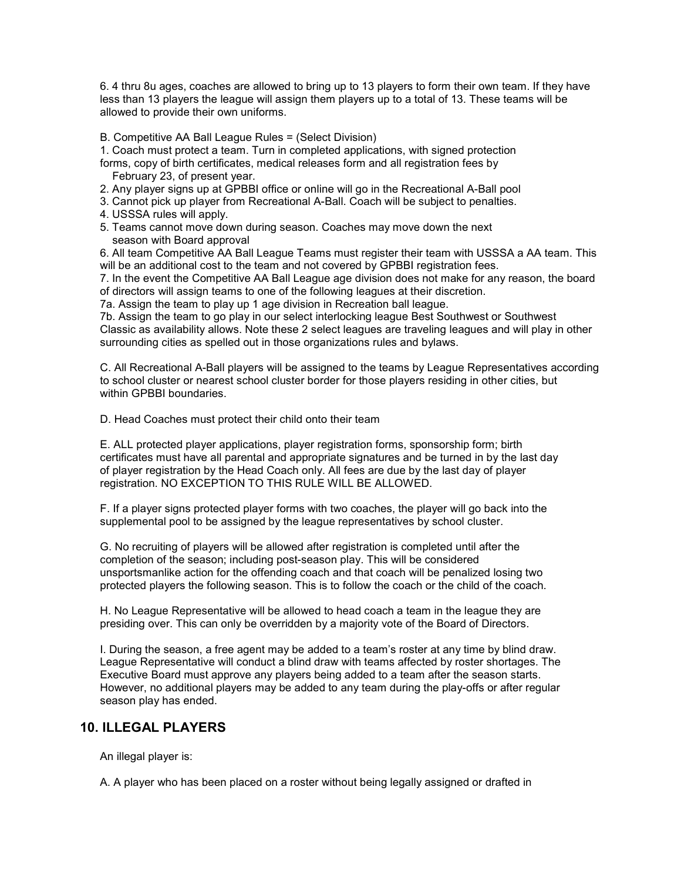6. 4 thru 8u ages, coaches are allowed to bring up to 13 players to form their own team. If they have less than 13 players the league will assign them players up to a total of 13. These teams will be allowed to provide their own uniforms.

B. Competitive AA Ball League Rules = (Select Division)

1. Coach must protect a team. Turn in completed applications, with signed protection forms, copy of birth certificates, medical releases form and all registration fees by February 23, of present year.
2. Any player signs up at GPBBI office or online will go in the Recreational A-Ball pool
3. Cannot pick up player from Recreational A-Ball. Coach will be subject to penalties.
4. USSSA rules will apply.
5. Teams cannot move down during season. Coaches may move down the next season with Board approval
6. All team Competitive AA Ball League Teams must register their team with USSSA a AA team. This will be an additional cost to the team and not covered by GPBBI registration fees.
7. In the event the Competitive AA Ball League age division does not make for any reason, the board of directors will assign teams to one of the following leagues at their discretion.

7a. Assign the team to play up 1 age division in Recreation ball league.

7b. Assign the team to go play in our select interlocking league Best Southwest or Southwest Classic as availability allows. Note these 2 select leagues are traveling leagues and will play in other surrounding cities as spelled out in those organizations rules and bylaws.

C. All Recreational A-Ball players will be assigned to the teams by League Representatives according to school cluster or nearest school cluster border for those players residing in other cities, but within GPBBI boundaries.

D. Head Coaches must protect their child onto their team

E. ALL protected player applications, player registration forms, sponsorship form; birth certificates must have all parental and appropriate signatures and be turned in by the last day of player registration by the Head Coach only. All fees are due by the last day of player registration. NO EXCEPTION TO THIS RULE WILL BE ALLOWED.

F. If a player signs protected player forms with two coaches, the player will go back into the supplemental pool to be assigned by the league representatives by school cluster.

G. No recruiting of players will be allowed after registration is completed until after the completion of the season; including post-season play. This will be considered unsportsmanlike action for the offending coach and that coach will be penalized losing two protected players the following season. This is to follow the coach or the child of the coach.

H. No League Representative will be allowed to head coach a team in the league they are presiding over. This can only be overridden by a majority vote of the Board of Directors.

I. During the season, a free agent may be added to a team's roster at any time by blind draw. League Representative will conduct a blind draw with teams affected by roster shortages. The Executive Board must approve any players being added to a team after the season starts. However, no additional players may be added to any team during the play-offs or after regular season play has ended.

## 10. ILLEGAL PLAYERS

An illegal player is:

A. A player who has been placed on a roster without being legally assigned or drafted in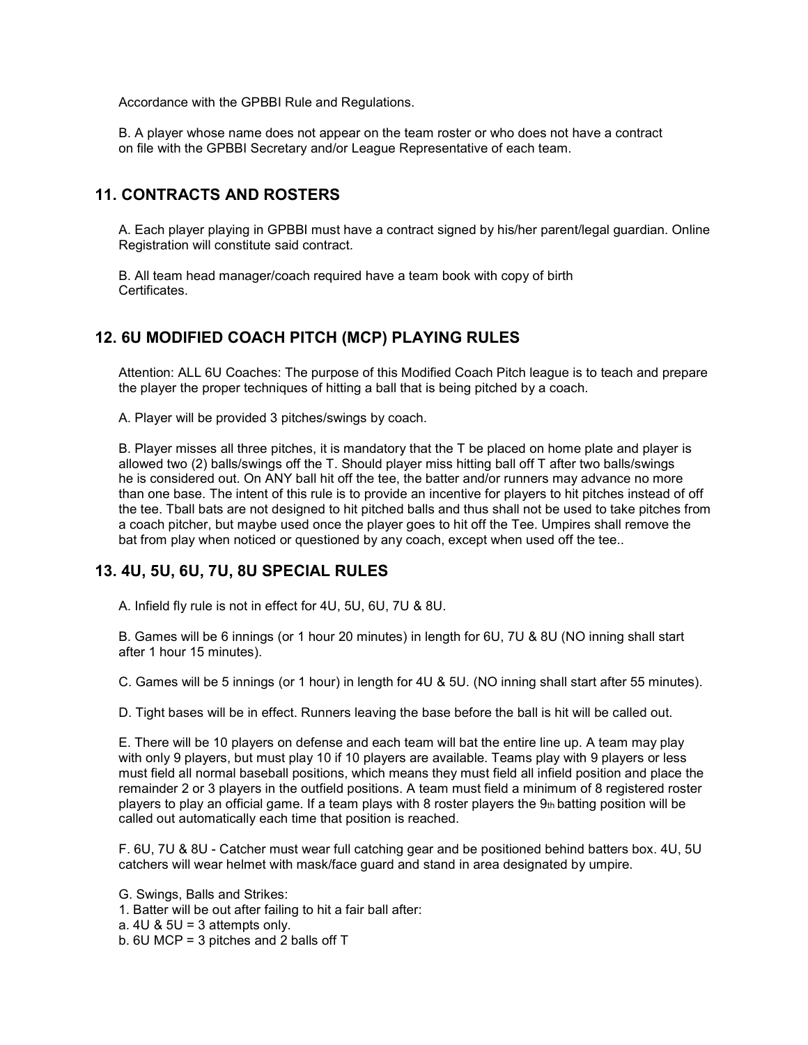Accordance with the GPBBI Rule and Regulations.

B. A player whose name does not appear on the team roster or who does not have a contract on file with the GPBBI Secretary and/or League Representative of each team.

## 11. CONTRACTS AND ROSTERS

A. Each player playing in GPBBI must have a contract signed by his/her parent/legal guardian. Online Registration will constitute said contract.

B. All team head manager/coach required have a team book with copy of birth Certificates.

## 12. 6U MODIFIED COACH PITCH (MCP) PLAYING RULES

Attention: ALL 6U Coaches: The purpose of this Modified Coach Pitch league is to teach and prepare the player the proper techniques of hitting a ball that is being pitched by a coach.

A. Player will be provided 3 pitches/swings by coach.

B. Player misses all three pitches, it is mandatory that the T be placed on home plate and player is allowed two (2) balls/swings off the T. Should player miss hitting ball off T after two balls/swings he is considered out. On ANY ball hit off the tee, the batter and/or runners may advance no more than one base. The intent of this rule is to provide an incentive for players to hit pitches instead of off the tee. Tball bats are not designed to hit pitched balls and thus shall not be used to take pitches from a coach pitcher, but maybe used once the player goes to hit off the Tee. Umpires shall remove the bat from play when noticed or questioned by any coach, except when used off the tee..

## 13. 4U, 5U, 6U, 7U, 8U SPECIAL RULES

A. Infield fly rule is not in effect for 4U, 5U, 6U, 7U & 8U.

B. Games will be 6 innings (or 1 hour 20 minutes) in length for 6U, 7U & 8U (NO inning shall start after 1 hour 15 minutes).

C. Games will be 5 innings (or 1 hour) in length for 4U & 5U. (NO inning shall start after 55 minutes).

D. Tight bases will be in effect. Runners leaving the base before the ball is hit will be called out.

E. There will be 10 players on defense and each team will bat the entire line up. A team may play with only 9 players, but must play 10 if 10 players are available. Teams play with 9 players or less must field all normal baseball positions, which means they must field all infield position and place the remainder 2 or 3 players in the outfield positions. A team must field a minimum of 8 registered roster players to play an official game. If a team plays with 8 roster players the 9th batting position will be called out automatically each time that position is reached.

F. 6U, 7U & 8U - Catcher must wear full catching gear and be positioned behind batters box. 4U, 5U catchers will wear helmet with mask/face guard and stand in area designated by umpire.

G. Swings, Balls and Strikes:
1. Batter will be out after failing to hit a fair ball after:
a. 4U & 5U = 3 attempts only.
b. 6U MCP = 3 pitches and 2 balls off T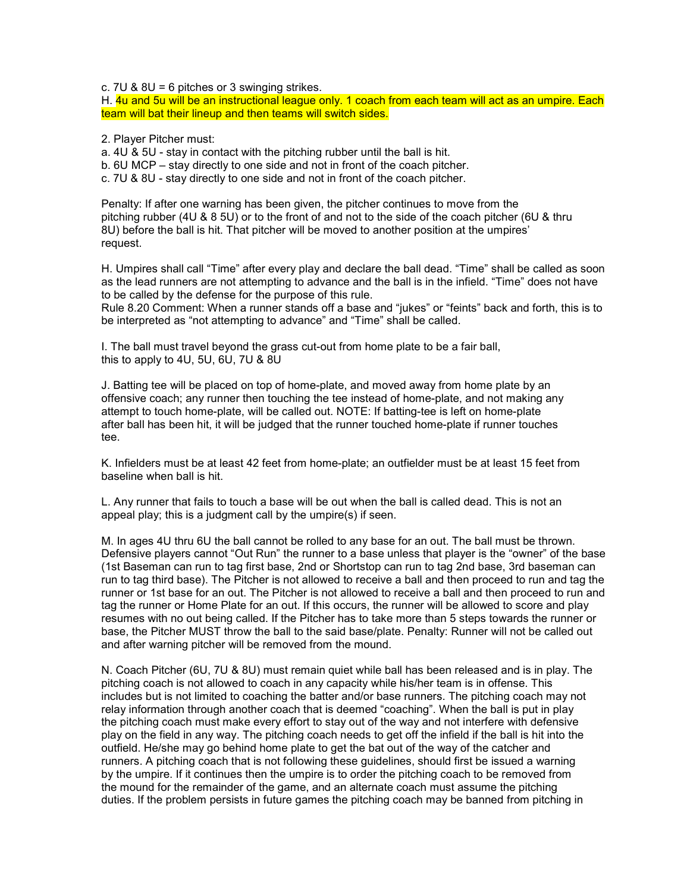c. 7U & 8U = 6 pitches or 3 swinging strikes.

H. 4u and 5u will be an instructional league only. 1 coach from each team will act as an umpire. Each team will bat their lineup and then teams will switch sides.

2. Player Pitcher must:

a. 4U & 5U - stay in contact with the pitching rubber until the ball is hit.

b. 6U MCP – stay directly to one side and not in front of the coach pitcher.

c. 7U & 8U - stay directly to one side and not in front of the coach pitcher.

Penalty: If after one warning has been given, the pitcher continues to move from the pitching rubber (4U & 8 5U) or to the front of and not to the side of the coach pitcher (6U & thru 8U) before the ball is hit. That pitcher will be moved to another position at the umpires' request.

H. Umpires shall call "Time" after every play and declare the ball dead. "Time" shall be called as soon as the lead runners are not attempting to advance and the ball is in the infield. "Time" does not have to be called by the defense for the purpose of this rule.

Rule 8.20 Comment: When a runner stands off a base and "jukes" or "feints" back and forth, this is to be interpreted as "not attempting to advance" and "Time" shall be called.

I. The ball must travel beyond the grass cut-out from home plate to be a fair ball, this to apply to 4U, 5U, 6U, 7U & 8U

J. Batting tee will be placed on top of home-plate, and moved away from home plate by an offensive coach; any runner then touching the tee instead of home-plate, and not making any attempt to touch home-plate, will be called out. NOTE: If batting-tee is left on home-plate after ball has been hit, it will be judged that the runner touched home-plate if runner touches tee.

K. Infielders must be at least 42 feet from home-plate; an outfielder must be at least 15 feet from baseline when ball is hit.

L. Any runner that fails to touch a base will be out when the ball is called dead. This is not an appeal play; this is a judgment call by the umpire(s) if seen.

M. In ages 4U thru 6U the ball cannot be rolled to any base for an out. The ball must be thrown. Defensive players cannot "Out Run" the runner to a base unless that player is the "owner" of the base (1st Baseman can run to tag first base, 2nd or Shortstop can run to tag 2nd base, 3rd baseman can run to tag third base). The Pitcher is not allowed to receive a ball and then proceed to run and tag the runner or 1st base for an out. The Pitcher is not allowed to receive a ball and then proceed to run and tag the runner or Home Plate for an out. If this occurs, the runner will be allowed to score and play resumes with no out being called. If the Pitcher has to take more than 5 steps towards the runner or base, the Pitcher MUST throw the ball to the said base/plate. Penalty: Runner will not be called out and after warning pitcher will be removed from the mound.

N. Coach Pitcher (6U, 7U & 8U) must remain quiet while ball has been released and is in play. The pitching coach is not allowed to coach in any capacity while his/her team is in offense. This includes but is not limited to coaching the batter and/or base runners. The pitching coach may not relay information through another coach that is deemed "coaching". When the ball is put in play the pitching coach must make every effort to stay out of the way and not interfere with defensive play on the field in any way. The pitching coach needs to get off the infield if the ball is hit into the outfield. He/she may go behind home plate to get the bat out of the way of the catcher and runners. A pitching coach that is not following these guidelines, should first be issued a warning by the umpire. If it continues then the umpire is to order the pitching coach to be removed from the mound for the remainder of the game, and an alternate coach must assume the pitching duties. If the problem persists in future games the pitching coach may be banned from pitching in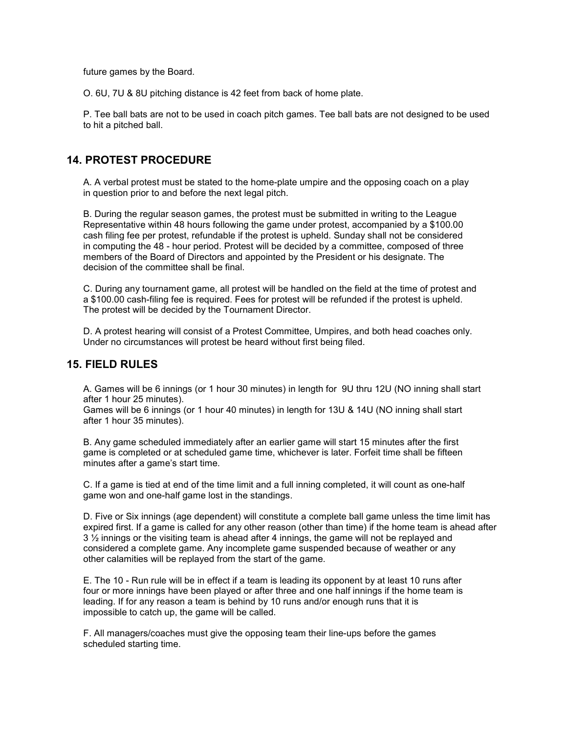future games by the Board.

O. 6U, 7U & 8U pitching distance is 42 feet from back of home plate.

P. Tee ball bats are not to be used in coach pitch games. Tee ball bats are not designed to be used to hit a pitched ball.

## 14. PROTEST PROCEDURE

A. A verbal protest must be stated to the home-plate umpire and the opposing coach on a play in question prior to and before the next legal pitch.

B. During the regular season games, the protest must be submitted in writing to the League Representative within 48 hours following the game under protest, accompanied by a $100.00 cash filing fee per protest, refundable if the protest is upheld. Sunday shall not be considered in computing the 48 - hour period. Protest will be decided by a committee, composed of three members of the Board of Directors and appointed by the President or his designate. The decision of the committee shall be final.

C. During any tournament game, all protest will be handled on the field at the time of protest and a $100.00 cash-filing fee is required. Fees for protest will be refunded if the protest is upheld. The protest will be decided by the Tournament Director.

D. A protest hearing will consist of a Protest Committee, Umpires, and both head coaches only. Under no circumstances will protest be heard without first being filed.

## 15. FIELD RULES

A. Games will be 6 innings (or 1 hour 30 minutes) in length for 9U thru 12U (NO inning shall start after 1 hour 25 minutes).
Games will be 6 innings (or 1 hour 40 minutes) in length for 13U & 14U (NO inning shall start after 1 hour 35 minutes).

B. Any game scheduled immediately after an earlier game will start 15 minutes after the first game is completed or at scheduled game time, whichever is later. Forfeit time shall be fifteen minutes after a game's start time.

C. If a game is tied at end of the time limit and a full inning completed, it will count as one-half game won and one-half game lost in the standings.

D. Five or Six innings (age dependent) will constitute a complete ball game unless the time limit has expired first. If a game is called for any other reason (other than time) if the home team is ahead after 3 ½ innings or the visiting team is ahead after 4 innings, the game will not be replayed and considered a complete game. Any incomplete game suspended because of weather or any other calamities will be replayed from the start of the game.

E. The 10 - Run rule will be in effect if a team is leading its opponent by at least 10 runs after four or more innings have been played or after three and one half innings if the home team is leading. If for any reason a team is behind by 10 runs and/or enough runs that it is impossible to catch up, the game will be called.

F. All managers/coaches must give the opposing team their line-ups before the games scheduled starting time.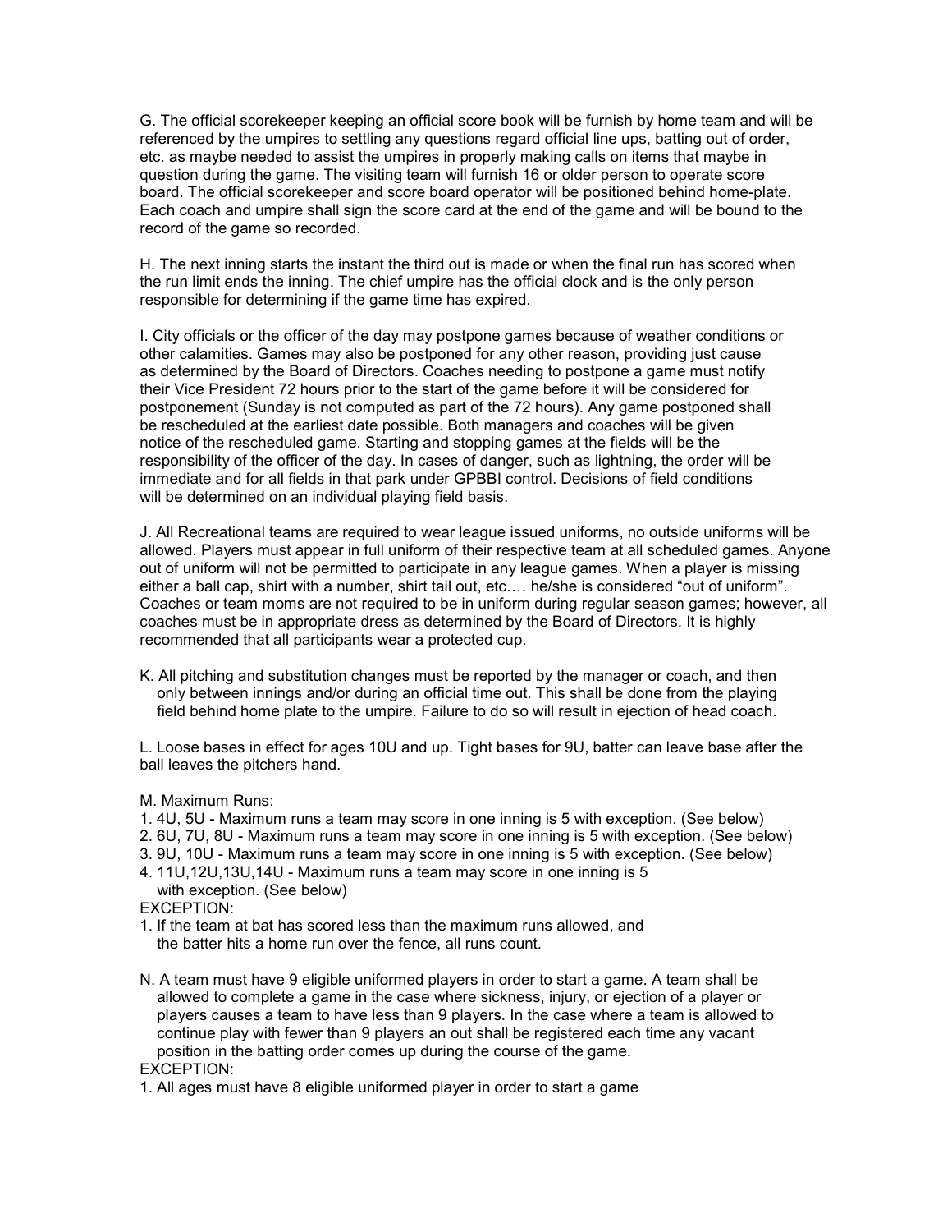G. The official scorekeeper keeping an official score book will be furnish by home team and will be referenced by the umpires to settling any questions regard official line ups, batting out of order, etc. as maybe needed to assist the umpires in properly making calls on items that maybe in question during the game. The visiting team will furnish 16 or older person to operate score board. The official scorekeeper and score board operator will be positioned behind home-plate. Each coach and umpire shall sign the score card at the end of the game and will be bound to the record of the game so recorded.

H. The next inning starts the instant the third out is made or when the final run has scored when the run limit ends the inning. The chief umpire has the official clock and is the only person responsible for determining if the game time has expired.

I. City officials or the officer of the day may postpone games because of weather conditions or other calamities. Games may also be postponed for any other reason, providing just cause as determined by the Board of Directors. Coaches needing to postpone a game must notify their Vice President 72 hours prior to the start of the game before it will be considered for postponement (Sunday is not computed as part of the 72 hours). Any game postponed shall be rescheduled at the earliest date possible. Both managers and coaches will be given notice of the rescheduled game. Starting and stopping games at the fields will be the responsibility of the officer of the day. In cases of danger, such as lightning, the order will be immediate and for all fields in that park under GPBBI control. Decisions of field conditions will be determined on an individual playing field basis.

J. All Recreational teams are required to wear league issued uniforms, no outside uniforms will be allowed. Players must appear in full uniform of their respective team at all scheduled games. Anyone out of uniform will not be permitted to participate in any league games. When a player is missing either a ball cap, shirt with a number, shirt tail out, etc.… he/she is considered "out of uniform". Coaches or team moms are not required to be in uniform during regular season games; however, all coaches must be in appropriate dress as determined by the Board of Directors. It is highly recommended that all participants wear a protected cup.

K. All pitching and substitution changes must be reported by the manager or coach, and then only between innings and/or during an official time out. This shall be done from the playing field behind home plate to the umpire. Failure to do so will result in ejection of head coach.

L. Loose bases in effect for ages 10U and up. Tight bases for 9U, batter can leave base after the ball leaves the pitchers hand.

M. Maximum Runs:

1. 4U, 5U - Maximum runs a team may score in one inning is 5 with exception. (See below)
2. 6U, 7U, 8U - Maximum runs a team may score in one inning is 5 with exception. (See below)
3. 9U, 10U - Maximum runs a team may score in one inning is 5 with exception. (See below)
4. 11U,12U,13U,14U - Maximum runs a team may score in one inning is 5 with exception. (See below)

EXCEPTION:

1. If the team at bat has scored less than the maximum runs allowed, and the batter hits a home run over the fence, all runs count.

N. A team must have 9 eligible uniformed players in order to start a game. A team shall be allowed to complete a game in the case where sickness, injury, or ejection of a player or players causes a team to have less than 9 players. In the case where a team is allowed to continue play with fewer than 9 players an out shall be registered each time any vacant position in the batting order comes up during the course of the game.

EXCEPTION:

1. All ages must have 8 eligible uniformed player in order to start a game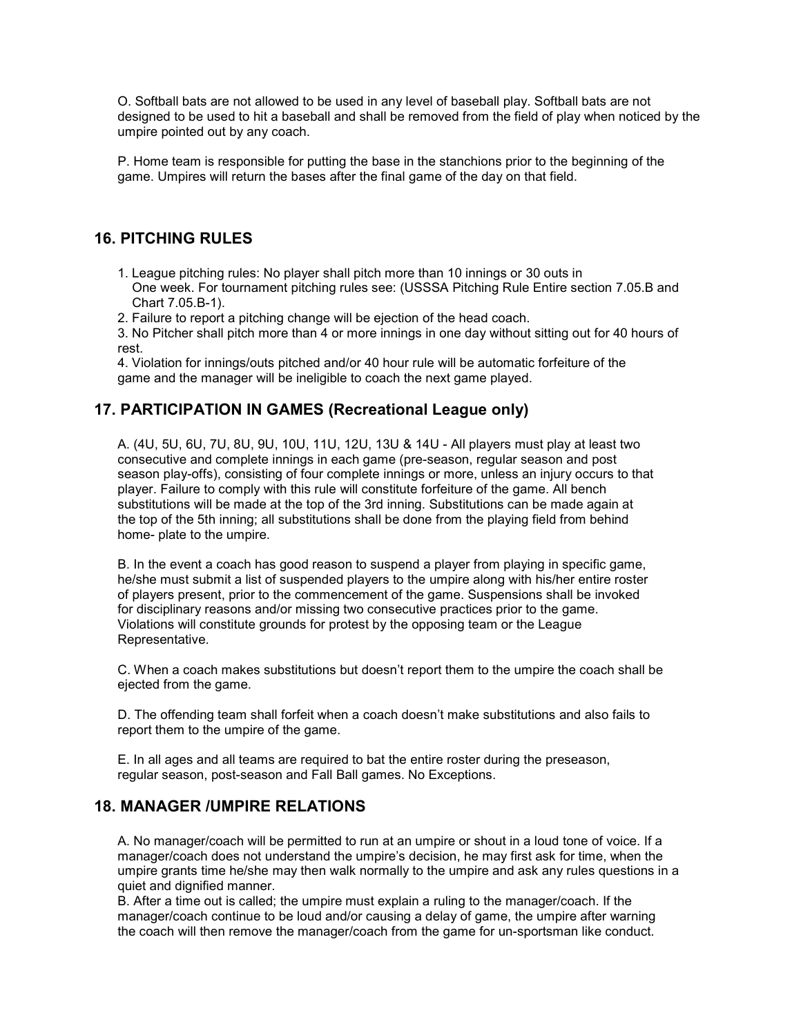O. Softball bats are not allowed to be used in any level of baseball play. Softball bats are not designed to be used to hit a baseball and shall be removed from the field of play when noticed by the umpire pointed out by any coach.

P. Home team is responsible for putting the base in the stanchions prior to the beginning of the game. Umpires will return the bases after the final game of the day on that field.

## 16. PITCHING RULES

1. League pitching rules: No player shall pitch more than 10 innings or 30 outs in One week. For tournament pitching rules see: (USSSA Pitching Rule Entire section 7.05.B and Chart 7.05.B-1).
2. Failure to report a pitching change will be ejection of the head coach.
3. No Pitcher shall pitch more than 4 or more innings in one day without sitting out for 40 hours of rest.
4. Violation for innings/outs pitched and/or 40 hour rule will be automatic forfeiture of the game and the manager will be ineligible to coach the next game played.

## 17. PARTICIPATION IN GAMES (Recreational League only)

A. (4U, 5U, 6U, 7U, 8U, 9U, 10U, 11U, 12U, 13U & 14U - All players must play at least two consecutive and complete innings in each game (pre-season, regular season and post season play-offs), consisting of four complete innings or more, unless an injury occurs to that player. Failure to comply with this rule will constitute forfeiture of the game. All bench substitutions will be made at the top of the 3rd inning. Substitutions can be made again at the top of the 5th inning; all substitutions shall be done from the playing field from behind home- plate to the umpire.

B. In the event a coach has good reason to suspend a player from playing in specific game, he/she must submit a list of suspended players to the umpire along with his/her entire roster of players present, prior to the commencement of the game. Suspensions shall be invoked for disciplinary reasons and/or missing two consecutive practices prior to the game. Violations will constitute grounds for protest by the opposing team or the League Representative.

C. When a coach makes substitutions but doesn't report them to the umpire the coach shall be ejected from the game.

D. The offending team shall forfeit when a coach doesn't make substitutions and also fails to report them to the umpire of the game.

E. In all ages and all teams are required to bat the entire roster during the preseason, regular season, post-season and Fall Ball games. No Exceptions.

## 18. MANAGER /UMPIRE RELATIONS

A. No manager/coach will be permitted to run at an umpire or shout in a loud tone of voice. If a manager/coach does not understand the umpire's decision, he may first ask for time, when the umpire grants time he/she may then walk normally to the umpire and ask any rules questions in a quiet and dignified manner.
B. After a time out is called; the umpire must explain a ruling to the manager/coach. If the manager/coach continue to be loud and/or causing a delay of game, the umpire after warning the coach will then remove the manager/coach from the game for un-sportsman like conduct.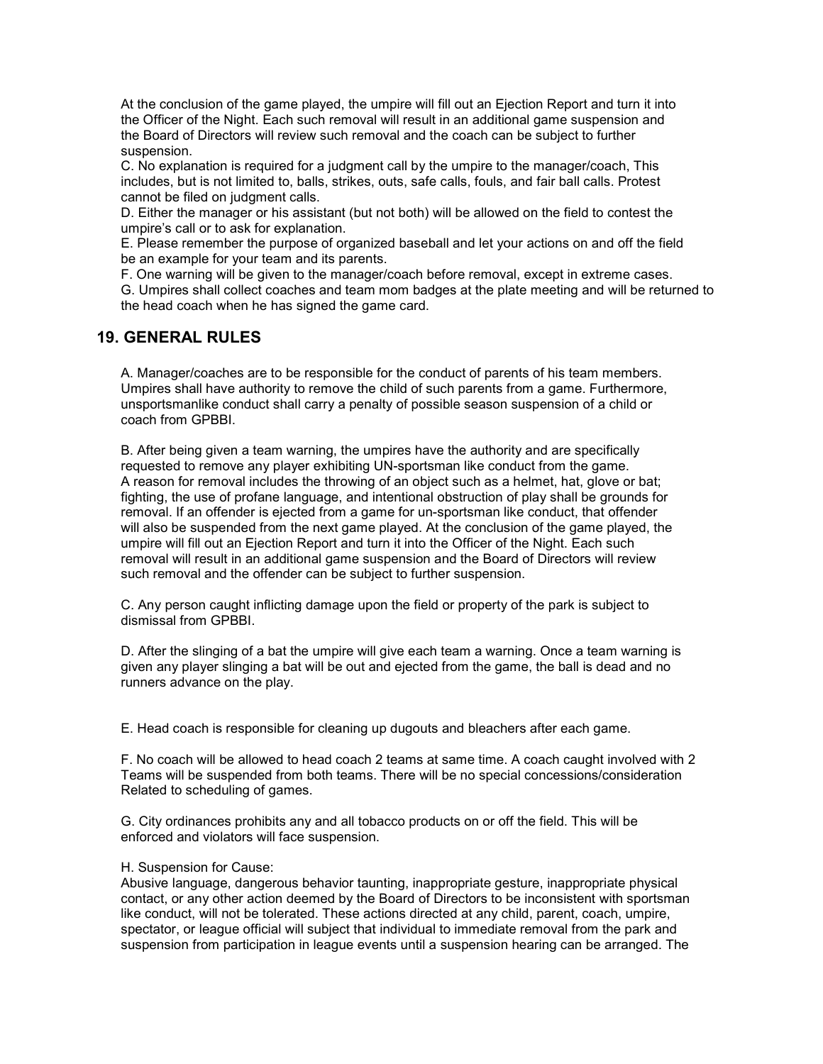At the conclusion of the game played, the umpire will fill out an Ejection Report and turn it into the Officer of the Night. Each such removal will result in an additional game suspension and the Board of Directors will review such removal and the coach can be subject to further suspension.

C. No explanation is required for a judgment call by the umpire to the manager/coach, This includes, but is not limited to, balls, strikes, outs, safe calls, fouls, and fair ball calls. Protest cannot be filed on judgment calls.

D. Either the manager or his assistant (but not both) will be allowed on the field to contest the umpire's call or to ask for explanation.

E. Please remember the purpose of organized baseball and let your actions on and off the field be an example for your team and its parents.

F. One warning will be given to the manager/coach before removal, except in extreme cases.

G. Umpires shall collect coaches and team mom badges at the plate meeting and will be returned to the head coach when he has signed the game card.

## 19. GENERAL RULES

A. Manager/coaches are to be responsible for the conduct of parents of his team members. Umpires shall have authority to remove the child of such parents from a game. Furthermore, unsportsmanlike conduct shall carry a penalty of possible season suspension of a child or coach from GPBBI.

B. After being given a team warning, the umpires have the authority and are specifically requested to remove any player exhibiting UN-sportsman like conduct from the game. A reason for removal includes the throwing of an object such as a helmet, hat, glove or bat; fighting, the use of profane language, and intentional obstruction of play shall be grounds for removal. If an offender is ejected from a game for un-sportsman like conduct, that offender will also be suspended from the next game played. At the conclusion of the game played, the umpire will fill out an Ejection Report and turn it into the Officer of the Night. Each such removal will result in an additional game suspension and the Board of Directors will review such removal and the offender can be subject to further suspension.

C. Any person caught inflicting damage upon the field or property of the park is subject to dismissal from GPBBI.

D. After the slinging of a bat the umpire will give each team a warning. Once a team warning is given any player slinging a bat will be out and ejected from the game, the ball is dead and no runners advance on the play.

E. Head coach is responsible for cleaning up dugouts and bleachers after each game.

F. No coach will be allowed to head coach 2 teams at same time. A coach caught involved with 2 Teams will be suspended from both teams. There will be no special concessions/consideration Related to scheduling of games.

G. City ordinances prohibits any and all tobacco products on or off the field. This will be enforced and violators will face suspension.

H. Suspension for Cause:
Abusive language, dangerous behavior taunting, inappropriate gesture, inappropriate physical contact, or any other action deemed by the Board of Directors to be inconsistent with sportsman like conduct, will not be tolerated. These actions directed at any child, parent, coach, umpire, spectator, or league official will subject that individual to immediate removal from the park and suspension from participation in league events until a suspension hearing can be arranged. The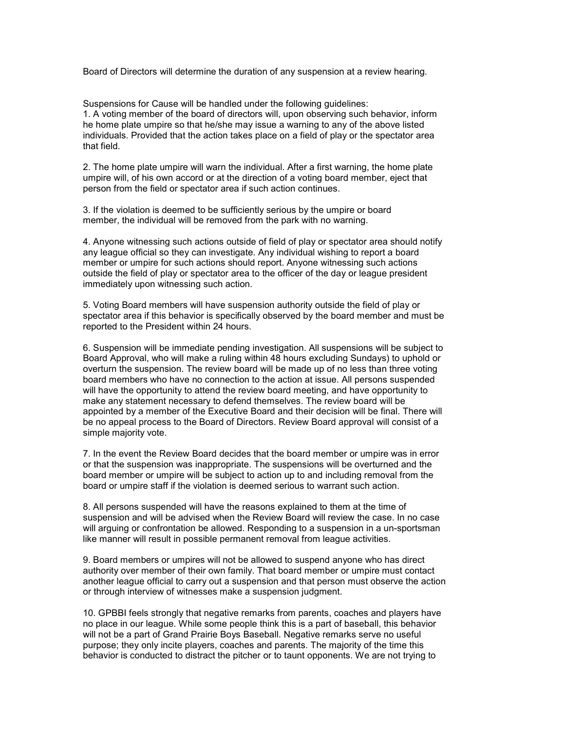Board of Directors will determine the duration of any suspension at a review hearing.

Suspensions for Cause will be handled under the following guidelines:

1. A voting member of the board of directors will, upon observing such behavior, inform he home plate umpire so that he/she may issue a warning to any of the above listed individuals. Provided that the action takes place on a field of play or the spectator area that field.

2. The home plate umpire will warn the individual. After a first warning, the home plate umpire will, of his own accord or at the direction of a voting board member, eject that person from the field or spectator area if such action continues.

3. If the violation is deemed to be sufficiently serious by the umpire or board member, the individual will be removed from the park with no warning.

4. Anyone witnessing such actions outside of field of play or spectator area should notify any league official so they can investigate. Any individual wishing to report a board member or umpire for such actions should report. Anyone witnessing such actions outside the field of play or spectator area to the officer of the day or league president immediately upon witnessing such action.

5. Voting Board members will have suspension authority outside the field of play or spectator area if this behavior is specifically observed by the board member and must be reported to the President within 24 hours.

6. Suspension will be immediate pending investigation. All suspensions will be subject to Board Approval, who will make a ruling within 48 hours excluding Sundays) to uphold or overturn the suspension. The review board will be made up of no less than three voting board members who have no connection to the action at issue. All persons suspended will have the opportunity to attend the review board meeting, and have opportunity to make any statement necessary to defend themselves. The review board will be appointed by a member of the Executive Board and their decision will be final. There will be no appeal process to the Board of Directors. Review Board approval will consist of a simple majority vote.

7. In the event the Review Board decides that the board member or umpire was in error or that the suspension was inappropriate. The suspensions will be overturned and the board member or umpire will be subject to action up to and including removal from the board or umpire staff if the violation is deemed serious to warrant such action.

8. All persons suspended will have the reasons explained to them at the time of suspension and will be advised when the Review Board will review the case. In no case will arguing or confrontation be allowed. Responding to a suspension in a un-sportsman like manner will result in possible permanent removal from league activities.

9. Board members or umpires will not be allowed to suspend anyone who has direct authority over member of their own family. That board member or umpire must contact another league official to carry out a suspension and that person must observe the action or through interview of witnesses make a suspension judgment.

10. GPBBI feels strongly that negative remarks from parents, coaches and players have no place in our league. While some people think this is a part of baseball, this behavior will not be a part of Grand Prairie Boys Baseball. Negative remarks serve no useful purpose; they only incite players, coaches and parents. The majority of the time this behavior is conducted to distract the pitcher or to taunt opponents. We are not trying to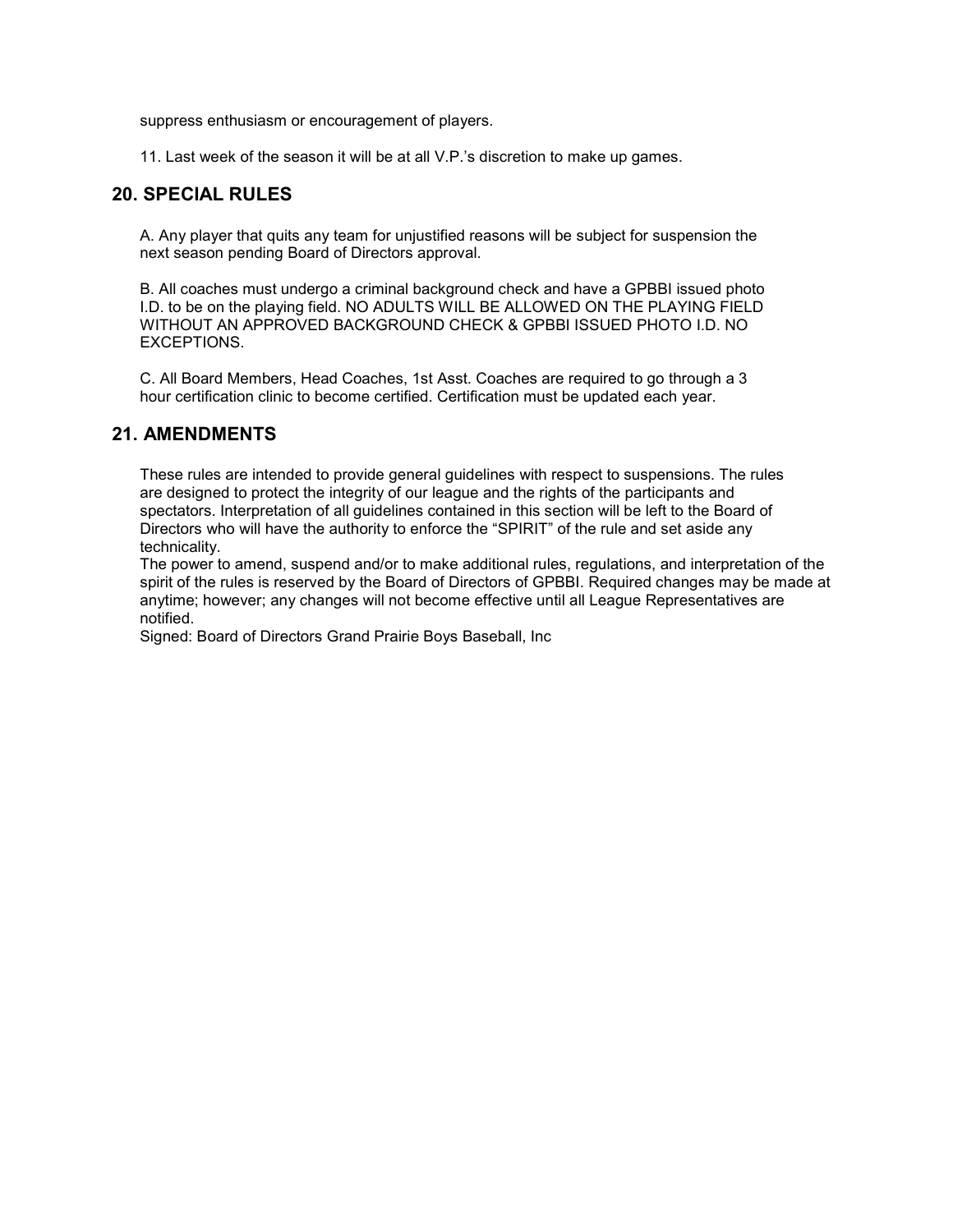suppress enthusiasm or encouragement of players.

11. Last week of the season it will be at all V.P.'s discretion to make up games.

## 20. SPECIAL RULES

A. Any player that quits any team for unjustified reasons will be subject for suspension the next season pending Board of Directors approval.

B. All coaches must undergo a criminal background check and have a GPBBI issued photo I.D. to be on the playing field. NO ADULTS WILL BE ALLOWED ON THE PLAYING FIELD WITHOUT AN APPROVED BACKGROUND CHECK & GPBBI ISSUED PHOTO I.D. NO EXCEPTIONS.

C. All Board Members, Head Coaches, 1st Asst. Coaches are required to go through a 3 hour certification clinic to become certified. Certification must be updated each year.

## 21. AMENDMENTS

These rules are intended to provide general guidelines with respect to suspensions. The rules are designed to protect the integrity of our league and the rights of the participants and spectators. Interpretation of all guidelines contained in this section will be left to the Board of Directors who will have the authority to enforce the "SPIRIT" of the rule and set aside any technicality.

The power to amend, suspend and/or to make additional rules, regulations, and interpretation of the spirit of the rules is reserved by the Board of Directors of GPBBI. Required changes may be made at anytime; however; any changes will not become effective until all League Representatives are notified.

Signed: Board of Directors Grand Prairie Boys Baseball, Inc